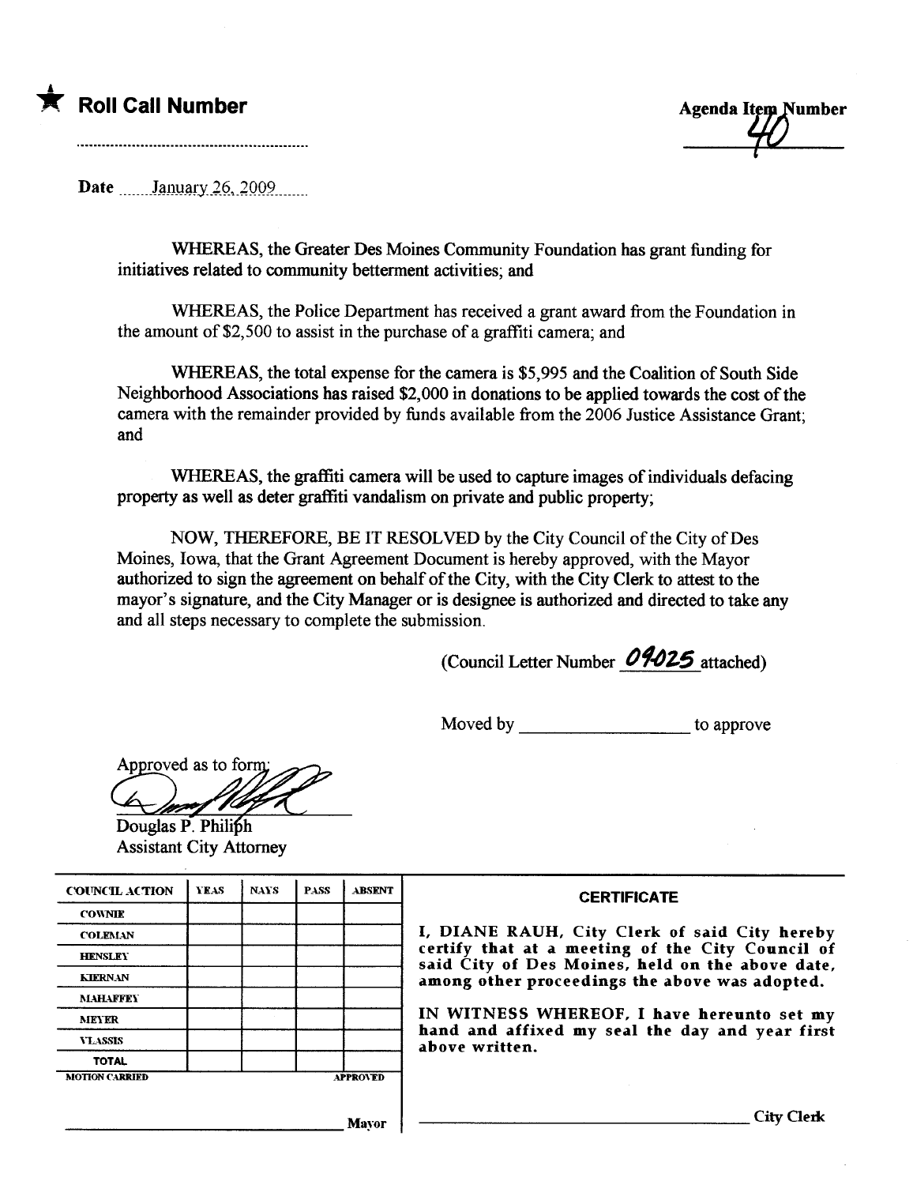★ **Roll Call Number** ..........................................................

**Agenda Item Number**
40

Date January 26, 2009

WHEREAS, the Greater Des Moines Community Foundation has grant funding for initiatives related to community betterment activities; and

WHEREAS, the Police Department has received a grant award from the Foundation in the amount of $2,500 to assist in the purchase of a graffiti camera; and

WHEREAS, the total expense for the camera is $5,995 and the Coalition of South Side Neighborhood Associations has raised $2,000 in donations to be applied towards the cost of the camera with the remainder provided by funds available from the 2006 Justice Assistance Grant; and

WHEREAS, the graffiti camera will be used to capture images of individuals defacing property as well as deter graffiti vandalism on private and public property;

NOW, THEREFORE, BE IT RESOLVED by the City Council of the City of Des Moines, Iowa, that the Grant Agreement Document is hereby approved, with the Mayor authorized to sign the agreement on behalf of the City, with the City Clerk to attest to the mayor's signature, and the City Manager or is designee is authorized and directed to take any and all steps necessary to complete the submission.

(Council Letter Number 09-025 attached)

Moved by ____________________ to approve

Approved as to form:

Douglas P. Philiph
Assistant City Attorney

| COUNCIL ACTION | YEAS | NAYS | PASS | ABSENT |
|---|---|---|---|---|
| COWNIE | | | | |
| COLEMAN | | | | |
| HENSLEY | | | | |
| KIERNAN | | | | |
| MAHAFFEY | | | | |
| MEYER | | | | |
| VLASSIS | | | | |
| TOTAL | | | | |
| MOTION CARRIED | | | | APPROVED |

____________________ Mayor

**CERTIFICATE**

I, DIANE RAUH, City Clerk of said City hereby certify that at a meeting of the City Council of said City of Des Moines, held on the above date, among other proceedings the above was adopted.

IN WITNESS WHEREOF, I have hereunto set my hand and affixed my seal the day and year first above written.

____________________ City Clerk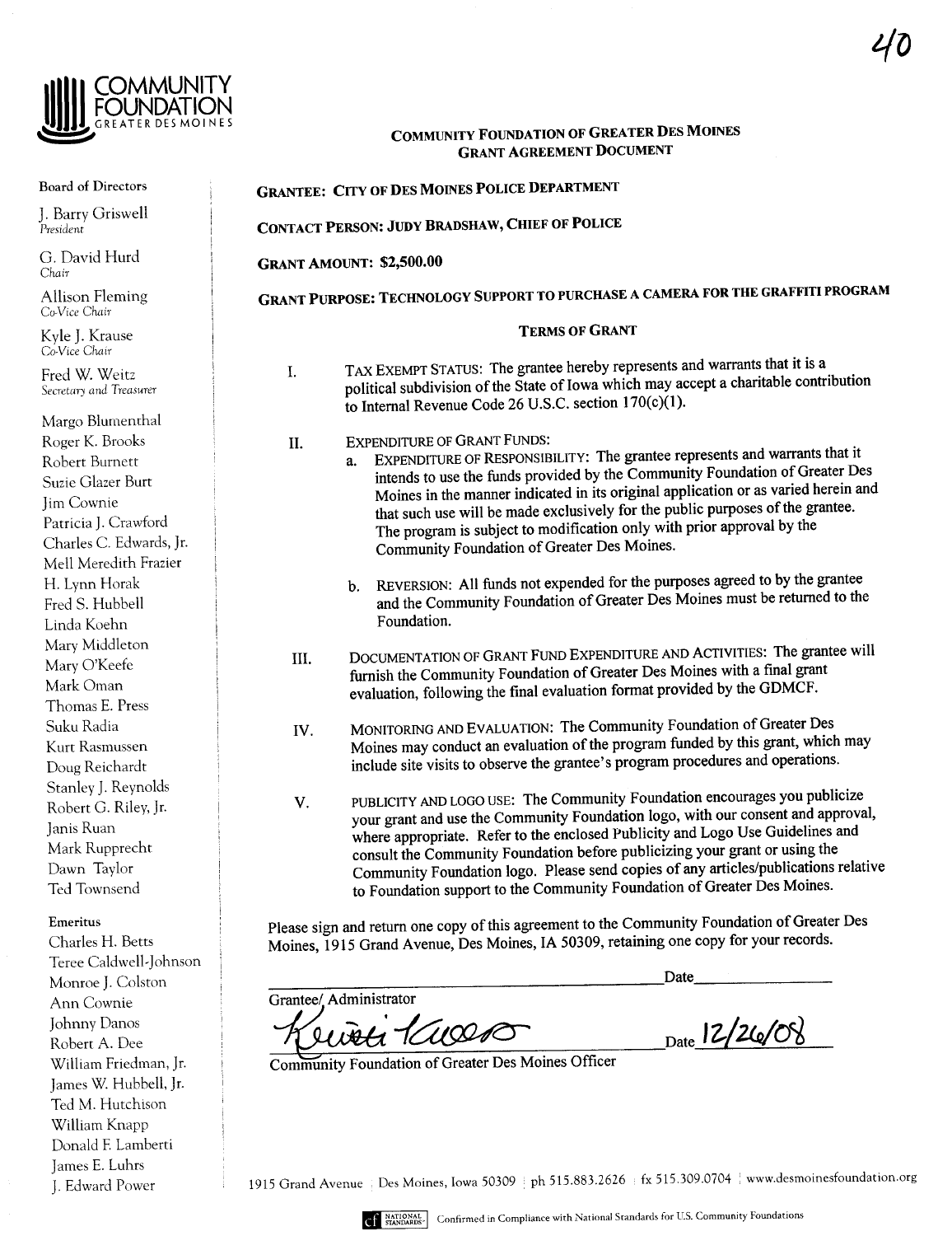# COMMUNITY FOUNDATION

GREATER DES MOINES

## COMMUNITY FOUNDATION OF GREATER DES MOINES
## GRANT AGREEMENT DOCUMENT

**Board of Directors**

J. Barry Griswell
*President*

G. David Hurd
*Chair*

Allison Fleming
*Co-Vice Chair*

Kyle J. Krause
*Co-Vice Chair*

Fred W. Weitz
*Secretary and Treasurer*

Margo Blumenthal
Roger K. Brooks
Robert Burnett
Suzie Glazer Burt
Jim Cownie
Patricia J. Crawford
Charles C. Edwards, Jr.
Mell Meredith Frazier
H. Lynn Horak
Fred S. Hubbell
Linda Koehn
Mary Middleton
Mary O'Keefe
Mark Oman
Thomas E. Press
Suku Radia
Kurt Rasmussen
Doug Reichardt
Stanley J. Reynolds
Robert G. Riley, Jr.
Janis Ruan
Mark Rupprecht
Dawn Taylor
Ted Townsend

**Emeritus**

Charles H. Betts
Teree Caldwell-Johnson
Monroe J. Colston
Ann Cownie
Johnny Danos
Robert A. Dee
William Friedman, Jr.
James W. Hubbell, Jr.
Ted M. Hutchison
William Knapp
Donald F. Lamberti
James E. Luhrs
J. Edward Power

**GRANTEE: CITY OF DES MOINES POLICE DEPARTMENT**

**CONTACT PERSON: JUDY BRADSHAW, CHIEF OF POLICE**

**GRANT AMOUNT: $2,500.00**

**GRANT PURPOSE: TECHNOLOGY SUPPORT TO PURCHASE A CAMERA FOR THE GRAFFITI PROGRAM**

### TERMS OF GRANT

I. TAX EXEMPT STATUS: The grantee hereby represents and warrants that it is a political subdivision of the State of Iowa which may accept a charitable contribution to Internal Revenue Code 26 U.S.C. section 170(c)(1).

II. EXPENDITURE OF GRANT FUNDS:

a. EXPENDITURE OF RESPONSIBILITY: The grantee represents and warrants that it intends to use the funds provided by the Community Foundation of Greater Des Moines in the manner indicated in its original application or as varied herein and that such use will be made exclusively for the public purposes of the grantee. The program is subject to modification only with prior approval by the Community Foundation of Greater Des Moines.

b. REVERSION: All funds not expended for the purposes agreed to by the grantee and the Community Foundation of Greater Des Moines must be returned to the Foundation.

III. DOCUMENTATION OF GRANT FUND EXPENDITURE AND ACTIVITIES: The grantee will furnish the Community Foundation of Greater Des Moines with a final grant evaluation, following the final evaluation format provided by the GDMCF.

IV. MONITORING AND EVALUATION: The Community Foundation of Greater Des Moines may conduct an evaluation of the program funded by this grant, which may include site visits to observe the grantee's program procedures and operations.

V. PUBLICITY AND LOGO USE: The Community Foundation encourages you publicize your grant and use the Community Foundation logo, with our consent and approval, where appropriate. Refer to the enclosed Publicity and Logo Use Guidelines and consult the Community Foundation before publicizing your grant or using the Community Foundation logo. Please send copies of any articles/publications relative to Foundation support to the Community Foundation of Greater Des Moines.

Please sign and return one copy of this agreement to the Community Foundation of Greater Des Moines, 1915 Grand Avenue, Des Moines, IA 50309, retaining one copy for your records.

_______________________________ Date__________

Grantee/ Administrator

Kristi Kuers _______________________________ Date 12/26/08

Community Foundation of Greater Des Moines Officer

1915 Grand Avenue | Des Moines, Iowa 50309 | ph 515.883.2626 | fx 515.309.0704 | www.desmoinesfoundation.org

Confirmed in Compliance with National Standards for U.S. Community Foundations